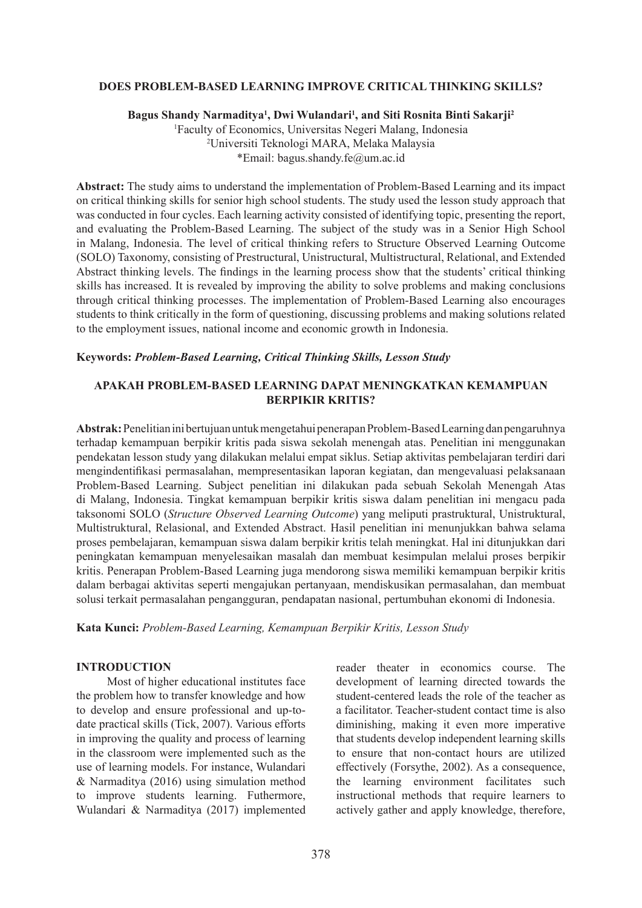# DOES PROBLEM-BASED LEARNING IMPROVE CRITICAL THINKING SKILLS?

**Bagus Shandy Narmaditya[1], Dwi Wulandari[1], and Siti Rosnita Binti Sakarji[2]**

[1]Faculty of Economics, Universitas Negeri Malang, Indonesia
[2]Universiti Teknologi MARA, Melaka Malaysia
*Email: bagus.shandy.fe@um.ac.id

**Abstract:** The study aims to understand the implementation of Problem-Based Learning and its impact on critical thinking skills for senior high school students. The study used the lesson study approach that was conducted in four cycles. Each learning activity consisted of identifying topic, presenting the report, and evaluating the Problem-Based Learning. The subject of the study was in a Senior High School in Malang, Indonesia. The level of critical thinking refers to Structure Observed Learning Outcome (SOLO) Taxonomy, consisting of Prestructural, Unistructural, Multistructural, Relational, and Extended Abstract thinking levels. The findings in the learning process show that the students' critical thinking skills has increased. It is revealed by improving the ability to solve problems and making conclusions through critical thinking processes. The implementation of Problem-Based Learning also encourages students to think critically in the form of questioning, discussing problems and making solutions related to the employment issues, national income and economic growth in Indonesia.

**Keywords:** ***Problem-Based Learning, Critical Thinking Skills, Lesson Study***

# APAKAH PROBLEM-BASED LEARNING DAPAT MENINGKATKAN KEMAMPUAN BERPIKIR KRITIS?

**Abstrak:** Penelitian ini bertujuan untuk mengetahui penerapan Problem-Based Learning dan pengaruhnya terhadap kemampuan berpikir kritis pada siswa sekolah menengah atas. Penelitian ini menggunakan pendekatan lesson study yang dilakukan melalui empat siklus. Setiap aktivitas pembelajaran terdiri dari mengindentifikasi permasalahan, mempresentasikan laporan kegiatan, dan mengevaluasi pelaksanaan Problem-Based Learning. Subject penelitian ini dilakukan pada sebuah Sekolah Menengah Atas di Malang, Indonesia. Tingkat kemampuan berpikir kritis siswa dalam penelitian ini mengacu pada taksonomi SOLO (*Structure Observed Learning Outcome*) yang meliputi prastruktural, Unistruktural, Multistruktural, Relasional, and Extended Abstract. Hasil penelitian ini menunjukkan bahwa selama proses pembelajaran, kemampuan siswa dalam berpikir kritis telah meningkat. Hal ini ditunjukkan dari peningkatan kemampuan menyelesaikan masalah dan membuat kesimpulan melalui proses berpikir kritis. Penerapan Problem-Based Learning juga mendorong siswa memiliki kemampuan berpikir kritis dalam berbagai aktivitas seperti mengajukan pertanyaan, mendiskusikan permasalahan, dan membuat solusi terkait permasalahan pengangguran, pendapatan nasional, pertumbuhan ekonomi di Indonesia.

**Kata Kunci:** *Problem-Based Learning, Kemampuan Berpikir Kritis, Lesson Study*

## INTRODUCTION

Most of higher educational institutes face the problem how to transfer knowledge and how to develop and ensure professional and up-to-date practical skills (Tick, 2007). Various efforts in improving the quality and process of learning in the classroom were implemented such as the use of learning models. For instance, Wulandari & Narmaditya (2016) using simulation method to improve students learning. Futhermore, Wulandari & Narmaditya (2017) implemented reader theater in economics course. The development of learning directed towards the student-centered leads the role of the teacher as a facilitator. Teacher-student contact time is also diminishing, making it even more imperative that students develop independent learning skills to ensure that non-contact hours are utilized effectively (Forsythe, 2002). As a consequence, the learning environment facilitates such instructional methods that require learners to actively gather and apply knowledge, therefore,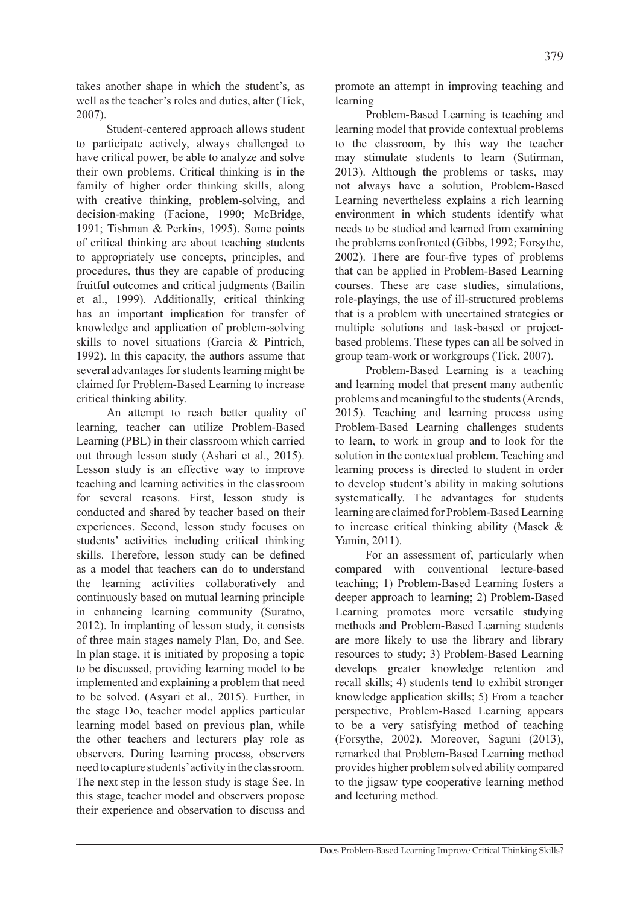takes another shape in which the student's, as well as the teacher's roles and duties, alter (Tick, 2007).

Student-centered approach allows student to participate actively, always challenged to have critical power, be able to analyze and solve their own problems. Critical thinking is in the family of higher order thinking skills, along with creative thinking, problem-solving, and decision-making (Facione, 1990; McBridge, 1991; Tishman & Perkins, 1995). Some points of critical thinking are about teaching students to appropriately use concepts, principles, and procedures, thus they are capable of producing fruitful outcomes and critical judgments (Bailin et al., 1999). Additionally, critical thinking has an important implication for transfer of knowledge and application of problem-solving skills to novel situations (Garcia & Pintrich, 1992). In this capacity, the authors assume that several advantages for students learning might be claimed for Problem-Based Learning to increase critical thinking ability.

An attempt to reach better quality of learning, teacher can utilize Problem-Based Learning (PBL) in their classroom which carried out through lesson study (Ashari et al., 2015). Lesson study is an effective way to improve teaching and learning activities in the classroom for several reasons. First, lesson study is conducted and shared by teacher based on their experiences. Second, lesson study focuses on students' activities including critical thinking skills. Therefore, lesson study can be defined as a model that teachers can do to understand the learning activities collaboratively and continuously based on mutual learning principle in enhancing learning community (Suratno, 2012). In implanting of lesson study, it consists of three main stages namely Plan, Do, and See. In plan stage, it is initiated by proposing a topic to be discussed, providing learning model to be implemented and explaining a problem that need to be solved. (Asyari et al., 2015). Further, in the stage Do, teacher model applies particular learning model based on previous plan, while the other teachers and lecturers play role as observers. During learning process, observers need to capture students' activity in the classroom. The next step in the lesson study is stage See. In this stage, teacher model and observers propose their experience and observation to discuss and promote an attempt in improving teaching and learning

Problem-Based Learning is teaching and learning model that provide contextual problems to the classroom, by this way the teacher may stimulate students to learn (Sutirman, 2013). Although the problems or tasks, may not always have a solution, Problem-Based Learning nevertheless explains a rich learning environment in which students identify what needs to be studied and learned from examining the problems confronted (Gibbs, 1992; Forsythe, 2002). There are four-five types of problems that can be applied in Problem-Based Learning courses. These are case studies, simulations, role-playings, the use of ill-structured problems that is a problem with uncertained strategies or multiple solutions and task-based or project-based problems. These types can all be solved in group team-work or workgroups (Tick, 2007).

Problem-Based Learning is a teaching and learning model that present many authentic problems and meaningful to the students (Arends, 2015). Teaching and learning process using Problem-Based Learning challenges students to learn, to work in group and to look for the solution in the contextual problem. Teaching and learning process is directed to student in order to develop student's ability in making solutions systematically. The advantages for students learning are claimed for Problem-Based Learning to increase critical thinking ability (Masek & Yamin, 2011).

For an assessment of, particularly when compared with conventional lecture-based teaching; 1) Problem-Based Learning fosters a deeper approach to learning; 2) Problem-Based Learning promotes more versatile studying methods and Problem-Based Learning students are more likely to use the library and library resources to study; 3) Problem-Based Learning develops greater knowledge retention and recall skills; 4) students tend to exhibit stronger knowledge application skills; 5) From a teacher perspective, Problem-Based Learning appears to be a very satisfying method of teaching (Forsythe, 2002). Moreover, Saguni (2013), remarked that Problem-Based Learning method provides higher problem solved ability compared to the jigsaw type cooperative learning method and lecturing method.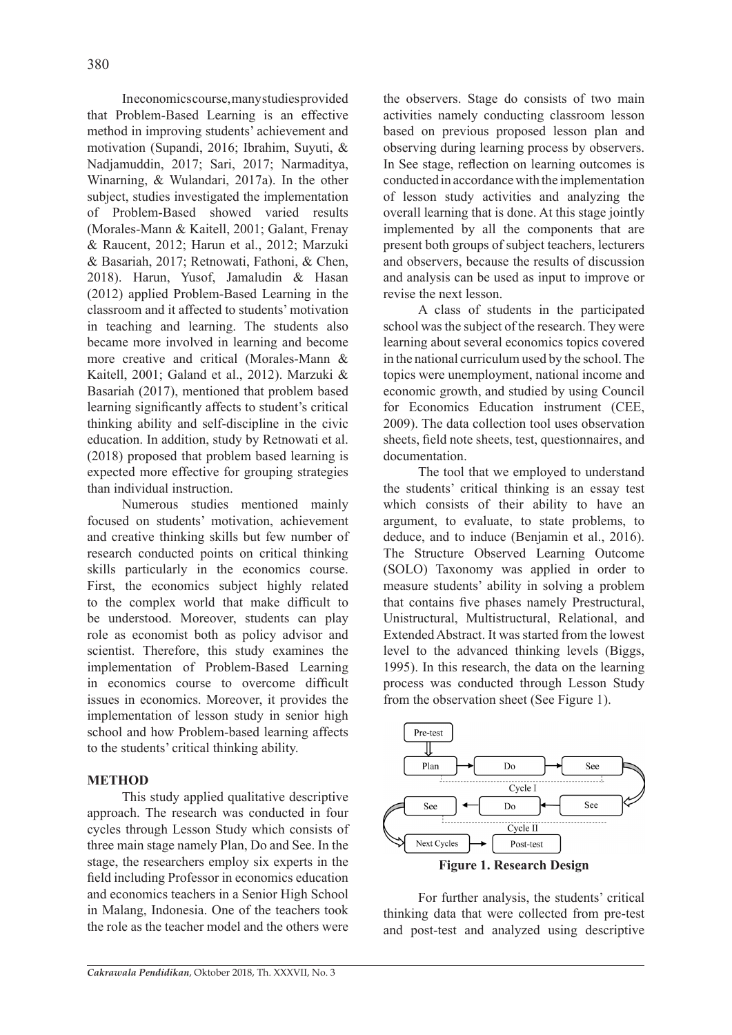In economics course, many studies provided that Problem-Based Learning is an effective method in improving students' achievement and motivation (Supandi, 2016; Ibrahim, Suyuti, & Nadjamuddin, 2017; Sari, 2017; Narmaditya, Winarning, & Wulandari, 2017a). In the other subject, studies investigated the implementation of Problem-Based showed varied results (Morales-Mann & Kaitell, 2001; Galant, Frenay & Raucent, 2012; Harun et al., 2012; Marzuki & Basariah, 2017; Retnowati, Fathoni, & Chen, 2018). Harun, Yusof, Jamaludin & Hasan (2012) applied Problem-Based Learning in the classroom and it affected to students' motivation in teaching and learning. The students also became more involved in learning and become more creative and critical (Morales-Mann & Kaitell, 2001; Galand et al., 2012). Marzuki & Basariah (2017), mentioned that problem based learning significantly affects to student's critical thinking ability and self-discipline in the civic education. In addition, study by Retnowati et al. (2018) proposed that problem based learning is expected more effective for grouping strategies than individual instruction.

Numerous studies mentioned mainly focused on students' motivation, achievement and creative thinking skills but few number of research conducted points on critical thinking skills particularly in the economics course. First, the economics subject highly related to the complex world that make difficult to be understood. Moreover, students can play role as economist both as policy advisor and scientist. Therefore, this study examines the implementation of Problem-Based Learning in economics course to overcome difficult issues in economics. Moreover, it provides the implementation of lesson study in senior high school and how Problem-based learning affects to the students' critical thinking ability.

## METHOD

This study applied qualitative descriptive approach. The research was conducted in four cycles through Lesson Study which consists of three main stage namely Plan, Do and See. In the stage, the researchers employ six experts in the field including Professor in economics education and economics teachers in a Senior High School in Malang, Indonesia. One of the teachers took the role as the teacher model and the others were the observers. Stage do consists of two main activities namely conducting classroom lesson based on previous proposed lesson plan and observing during learning process by observers. In See stage, reflection on learning outcomes is conducted in accordance with the implementation of lesson study activities and analyzing the overall learning that is done. At this stage jointly implemented by all the components that are present both groups of subject teachers, lecturers and observers, because the results of discussion and analysis can be used as input to improve or revise the next lesson.

A class of students in the participated school was the subject of the research. They were learning about several economics topics covered in the national curriculum used by the school. The topics were unemployment, national income and economic growth, and studied by using Council for Economics Education instrument (CEE, 2009). The data collection tool uses observation sheets, field note sheets, test, questionnaires, and documentation.

The tool that we employed to understand the students' critical thinking is an essay test which consists of their ability to have an argument, to evaluate, to state problems, to deduce, and to induce (Benjamin et al., 2016). The Structure Observed Learning Outcome (SOLO) Taxonomy was applied in order to measure students' ability in solving a problem that contains five phases namely Prestructural, Unistructural, Multistructural, Relational, and Extended Abstract. It was started from the lowest level to the advanced thinking levels (Biggs, 1995). In this research, the data on the learning process was conducted through Lesson Study from the observation sheet (See Figure 1).

Pre-test → Plan → Do → See (Cycle I) → See → Do → See (Cycle II) → Next Cycles → Post-test

**Figure 1. Research Design**

For further analysis, the students' critical thinking data that were collected from pre-test and post-test and analyzed using descriptive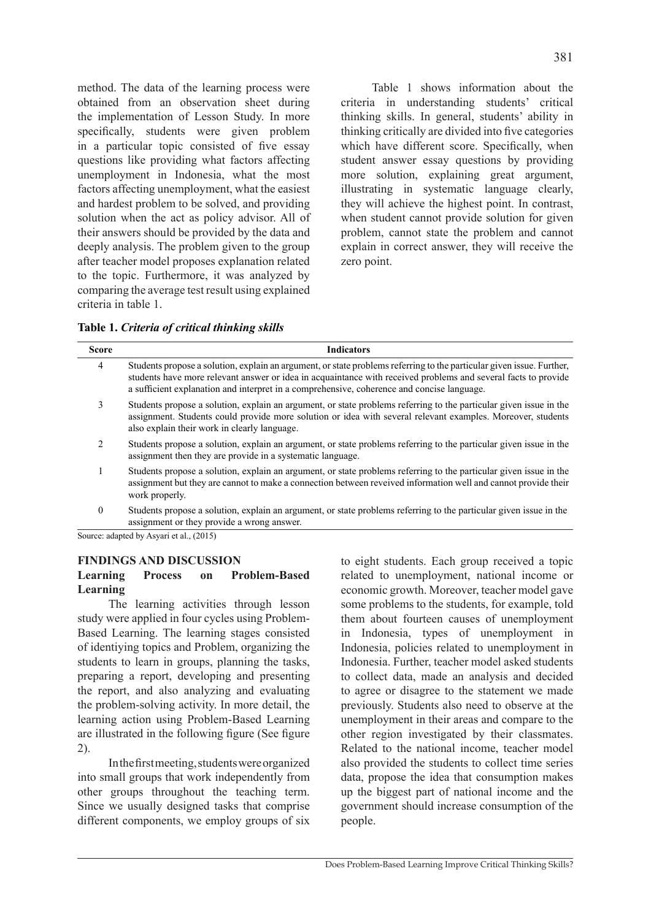method. The data of the learning process were obtained from an observation sheet during the implementation of Lesson Study. In more specifically, students were given problem in a particular topic consisted of five essay questions like providing what factors affecting unemployment in Indonesia, what the most factors affecting unemployment, what the easiest and hardest problem to be solved, and providing solution when the act as policy advisor. All of their answers should be provided by the data and deeply analysis. The problem given to the group after teacher model proposes explanation related to the topic. Furthermore, it was analyzed by comparing the average test result using explained criteria in table 1.

Table 1 shows information about the criteria in understanding students' critical thinking skills. In general, students' ability in thinking critically are divided into five categories which have different score. Specifically, when student answer essay questions by providing more solution, explaining great argument, illustrating in systematic language clearly, they will achieve the highest point. In contrast, when student cannot provide solution for given problem, cannot state the problem and cannot explain in correct answer, they will receive the zero point.

**Table 1.** ***Criteria of critical thinking skills***

| Score | Indicators |
|---|---|
| 4 | Students propose a solution, explain an argument, or state problems referring to the particular given issue. Further, students have more relevant answer or idea in acquaintance with received problems and several facts to provide a sufficient explanation and interpret in a comprehensive, coherence and concise language. |
| 3 | Students propose a solution, explain an argument, or state problems referring to the particular given issue in the assignment. Students could provide more solution or idea with several relevant examples. Moreover, students also explain their work in clearly language. |
| 2 | Students propose a solution, explain an argument, or state problems referring to the particular given issue in the assignment then they are provide in a systematic language. |
| 1 | Students propose a solution, explain an argument, or state problems referring to the particular given issue in the assignment but they are cannot to make a connection between reveived information well and cannot provide their work properly. |
| 0 | Students propose a solution, explain an argument, or state problems referring to the particular given issue in the assignment or they provide a wrong answer. |

Source: adapted by Asyari et al., (2015)

## FINDINGS AND DISCUSSION

### Learning Process on Problem-Based Learning

The learning activities through lesson study were applied in four cycles using Problem-Based Learning. The learning stages consisted of identiying topics and Problem, organizing the students to learn in groups, planning the tasks, preparing a report, developing and presenting the report, and also analyzing and evaluating the problem-solving activity. In more detail, the learning action using Problem-Based Learning are illustrated in the following figure (See figure 2).

In the first meeting, students were organized into small groups that work independently from other groups throughout the teaching term. Since we usually designed tasks that comprise different components, we employ groups of six to eight students. Each group received a topic related to unemployment, national income or economic growth. Moreover, teacher model gave some problems to the students, for example, told them about fourteen causes of unemployment in Indonesia, types of unemployment in Indonesia, policies related to unemployment in Indonesia. Further, teacher model asked students to collect data, made an analysis and decided to agree or disagree to the statement we made previously. Students also need to observe at the unemployment in their areas and compare to the other region investigated by their classmates. Related to the national income, teacher model also provided the students to collect time series data, propose the idea that consumption makes up the biggest part of national income and the government should increase consumption of the people.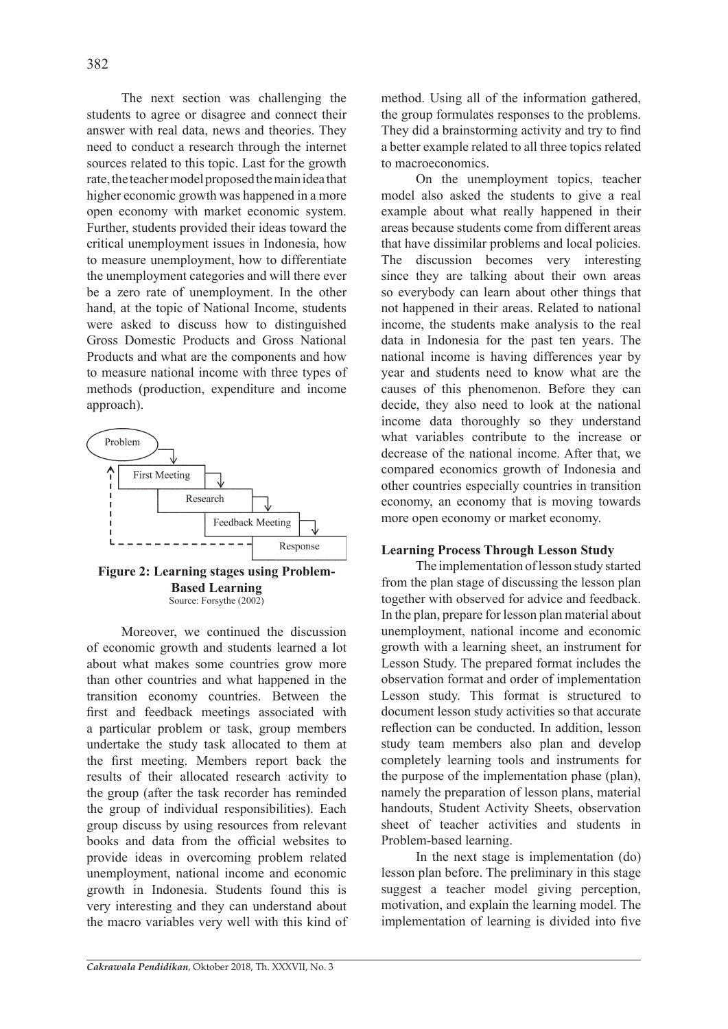The next section was challenging the students to agree or disagree and connect their answer with real data, news and theories. They need to conduct a research through the internet sources related to this topic. Last for the growth rate, the teacher model proposed the main idea that higher economic growth was happened in a more open economy with market economic system. Further, students provided their ideas toward the critical unemployment issues in Indonesia, how to measure unemployment, how to differentiate the unemployment categories and will there ever be a zero rate of unemployment. In the other hand, at the topic of National Income, students were asked to discuss how to distinguished Gross Domestic Products and Gross National Products and what are the components and how to measure national income with three types of methods (production, expenditure and income approach).

Problem → First Meeting → Research → Feedback Meeting → Response

**Figure 2: Learning stages using Problem-Based Learning**
Source: Forsythe (2002)

Moreover, we continued the discussion of economic growth and students learned a lot about what makes some countries grow more than other countries and what happened in the transition economy countries. Between the first and feedback meetings associated with a particular problem or task, group members undertake the study task allocated to them at the first meeting. Members report back the results of their allocated research activity to the group (after the task recorder has reminded the group of individual responsibilities). Each group discuss by using resources from relevant books and data from the official websites to provide ideas in overcoming problem related unemployment, national income and economic growth in Indonesia. Students found this is very interesting and they can understand about the macro variables very well with this kind of method. Using all of the information gathered, the group formulates responses to the problems. They did a brainstorming activity and try to find a better example related to all three topics related to macroeconomics.

On the unemployment topics, teacher model also asked the students to give a real example about what really happened in their areas because students come from different areas that have dissimilar problems and local policies. The discussion becomes very interesting since they are talking about their own areas so everybody can learn about other things that not happened in their areas. Related to national income, the students make analysis to the real data in Indonesia for the past ten years. The national income is having differences year by year and students need to know what are the causes of this phenomenon. Before they can decide, they also need to look at the national income data thoroughly so they understand what variables contribute to the increase or decrease of the national income. After that, we compared economics growth of Indonesia and other countries especially countries in transition economy, an economy that is moving towards more open economy or market economy.

**Learning Process Through Lesson Study**

The implementation of lesson study started from the plan stage of discussing the lesson plan together with observed for advice and feedback. In the plan, prepare for lesson plan material about unemployment, national income and economic growth with a learning sheet, an instrument for Lesson Study. The prepared format includes the observation format and order of implementation Lesson study. This format is structured to document lesson study activities so that accurate reflection can be conducted. In addition, lesson study team members also plan and develop completely learning tools and instruments for the purpose of the implementation phase (plan), namely the preparation of lesson plans, material handouts, Student Activity Sheets, observation sheet of teacher activities and students in Problem-based learning.

In the next stage is implementation (do) lesson plan before. The preliminary in this stage suggest a teacher model giving perception, motivation, and explain the learning model. The implementation of learning is divided into five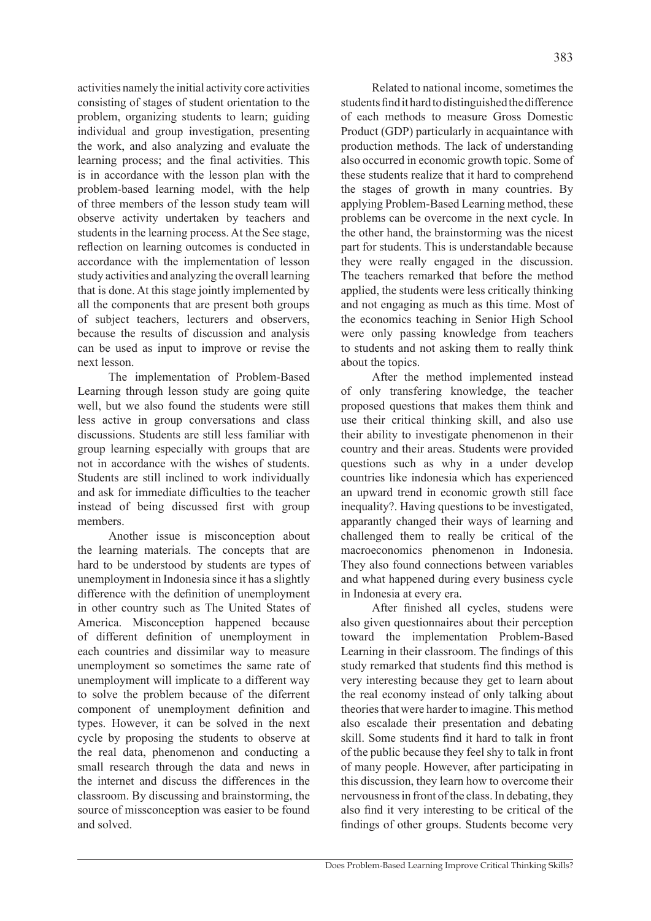activities namely the initial activity core activities consisting of stages of student orientation to the problem, organizing students to learn; guiding individual and group investigation, presenting the work, and also analyzing and evaluate the learning process; and the final activities. This is in accordance with the lesson plan with the problem-based learning model, with the help of three members of the lesson study team will observe activity undertaken by teachers and students in the learning process. At the See stage, reflection on learning outcomes is conducted in accordance with the implementation of lesson study activities and analyzing the overall learning that is done. At this stage jointly implemented by all the components that are present both groups of subject teachers, lecturers and observers, because the results of discussion and analysis can be used as input to improve or revise the next lesson.

The implementation of Problem-Based Learning through lesson study are going quite well, but we also found the students were still less active in group conversations and class discussions. Students are still less familiar with group learning especially with groups that are not in accordance with the wishes of students. Students are still inclined to work individually and ask for immediate difficulties to the teacher instead of being discussed first with group members.

Another issue is misconception about the learning materials. The concepts that are hard to be understood by students are types of unemployment in Indonesia since it has a slightly difference with the definition of unemployment in other country such as The United States of America. Misconception happened because of different definition of unemployment in each countries and dissimilar way to measure unemployment so sometimes the same rate of unemployment will implicate to a different way to solve the problem because of the diferrent component of unemployment definition and types. However, it can be solved in the next cycle by proposing the students to observe at the real data, phenomenon and conducting a small research through the data and news in the internet and discuss the differences in the classroom. By discussing and brainstorming, the source of missconception was easier to be found and solved.

Related to national income, sometimes the students find it hard to distinguished the difference of each methods to measure Gross Domestic Product (GDP) particularly in acquaintance with production methods. The lack of understanding also occurred in economic growth topic. Some of these students realize that it hard to comprehend the stages of growth in many countries. By applying Problem-Based Learning method, these problems can be overcome in the next cycle. In the other hand, the brainstorming was the nicest part for students. This is understandable because they were really engaged in the discussion. The teachers remarked that before the method applied, the students were less critically thinking and not engaging as much as this time. Most of the economics teaching in Senior High School were only passing knowledge from teachers to students and not asking them to really think about the topics.

After the method implemented instead of only transfering knowledge, the teacher proposed questions that makes them think and use their critical thinking skill, and also use their ability to investigate phenomenon in their country and their areas. Students were provided questions such as why in a under develop countries like indonesia which has experienced an upward trend in economic growth still face inequality?. Having questions to be investigated, apparantly changed their ways of learning and challenged them to really be critical of the macroeconomics phenomenon in Indonesia. They also found connections between variables and what happened during every business cycle in Indonesia at every era.

After finished all cycles, studens were also given questionnaires about their perception toward the implementation Problem-Based Learning in their classroom. The findings of this study remarked that students find this method is very interesting because they get to learn about the real economy instead of only talking about theories that were harder to imagine. This method also escalade their presentation and debating skill. Some students find it hard to talk in front of the public because they feel shy to talk in front of many people. However, after participating in this discussion, they learn how to overcome their nervousness in front of the class. In debating, they also find it very interesting to be critical of the findings of other groups. Students become very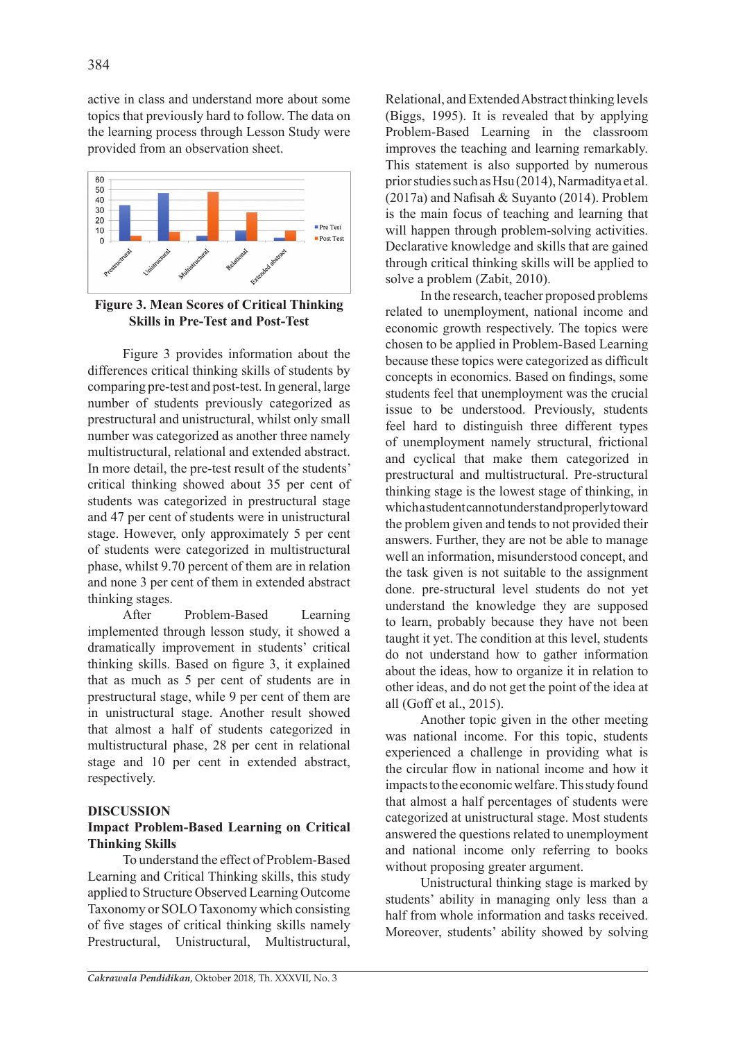active in class and understand more about some topics that previously hard to follow. The data on the learning process through Lesson Study were provided from an observation sheet.

**Figure 3. Mean Scores of Critical Thinking Skills in Pre-Test and Post-Test**

Figure 3 provides information about the differences critical thinking skills of students by comparing pre-test and post-test. In general, large number of students previously categorized as prestructural and unistructural, whilst only small number was categorized as another three namely multistructural, relational and extended abstract. In more detail, the pre-test result of the students' critical thinking showed about 35 per cent of students was categorized in prestructural stage and 47 per cent of students were in unistructural stage. However, only approximately 5 per cent of students were categorized in multistructural phase, whilst 9.70 percent of them are in relation and none 3 per cent of them in extended abstract thinking stages.

After Problem-Based Learning implemented through lesson study, it showed a dramatically improvement in students' critical thinking skills. Based on figure 3, it explained that as much as 5 per cent of students are in prestructural stage, while 9 per cent of them are in unistructural stage. Another result showed that almost a half of students categorized in multistructural phase, 28 per cent in relational stage and 10 per cent in extended abstract, respectively.

## DISCUSSION

### Impact Problem-Based Learning on Critical Thinking Skills

To understand the effect of Problem-Based Learning and Critical Thinking skills, this study applied to Structure Observed Learning Outcome Taxonomy or SOLO Taxonomy which consisting of five stages of critical thinking skills namely Prestructural, Unistructural, Multistructural, Relational, and Extended Abstract thinking levels (Biggs, 1995). It is revealed that by applying Problem-Based Learning in the classroom improves the teaching and learning remarkably. This statement is also supported by numerous prior studies such as Hsu (2014), Narmaditya et al. (2017a) and Nafisah & Suyanto (2014). Problem is the main focus of teaching and learning that will happen through problem-solving activities. Declarative knowledge and skills that are gained through critical thinking skills will be applied to solve a problem (Zabit, 2010).

In the research, teacher proposed problems related to unemployment, national income and economic growth respectively. The topics were chosen to be applied in Problem-Based Learning because these topics were categorized as difficult concepts in economics. Based on findings, some students feel that unemployment was the crucial issue to be understood. Previously, students feel hard to distinguish three different types of unemployment namely structural, frictional and cyclical that make them categorized in prestructural and multistructural. Pre-structural thinking stage is the lowest stage of thinking, in which a student cannot understand properly toward the problem given and tends to not provided their answers. Further, they are not be able to manage well an information, misunderstood concept, and the task given is not suitable to the assignment done. pre-structural level students do not yet understand the knowledge they are supposed to learn, probably because they have not been taught it yet. The condition at this level, students do not understand how to gather information about the ideas, how to organize it in relation to other ideas, and do not get the point of the idea at all (Goff et al., 2015).

Another topic given in the other meeting was national income. For this topic, students experienced a challenge in providing what is the circular flow in national income and how it impacts to the economic welfare. This study found that almost a half percentages of students were categorized at unistructural stage. Most students answered the questions related to unemployment and national income only referring to books without proposing greater argument.

Unistructural thinking stage is marked by students' ability in managing only less than a half from whole information and tasks received. Moreover, students' ability showed by solving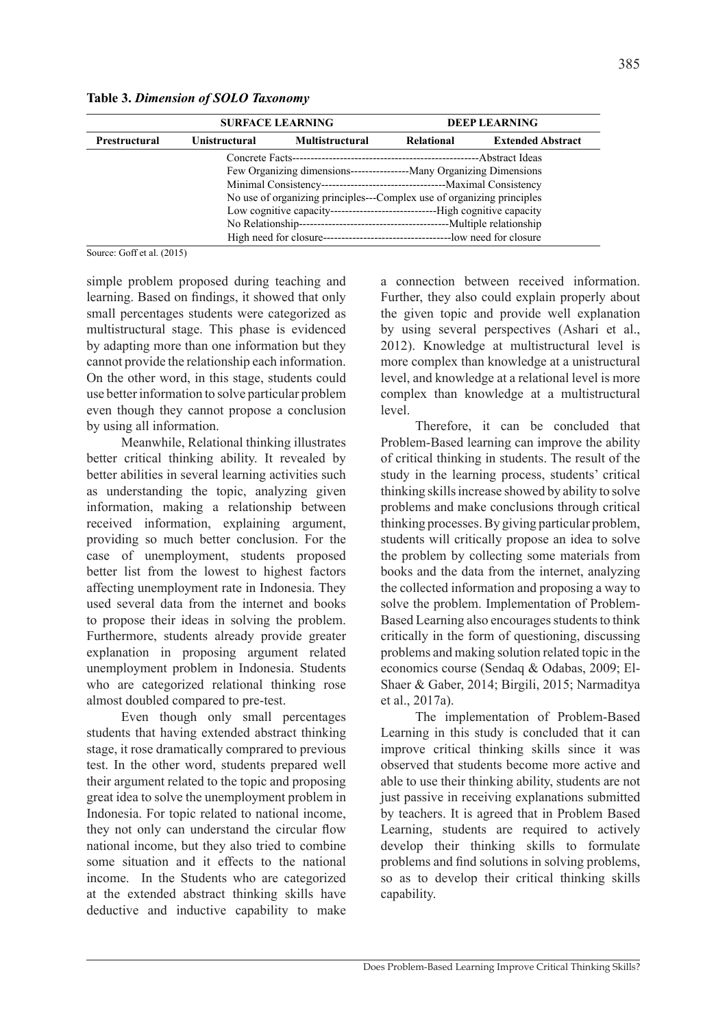**Table 3.** ***Dimension of SOLO Taxonomy***

| | SURFACE LEARNING | | DEEP LEARNING | |
|---|---|---|---|---|
| **Prestructural** | **Unistructural** | **Multistructural** | **Relational** | **Extended Abstract** |
| | Concrete Facts--------------------------------------------------------Abstract Ideas | | | |
| | Few Organizing dimensions----------------Many Organizing Dimensions | | | |
| | Minimal Consistency----------------------------------Maximal Consistency | | | |
| | No use of organizing principles---Complex use of organizing principles | | | |
| | Low cognitive capacity-----------------------------High cognitive capacity | | | |
| | No Relationship-----------------------------------------Multiple relationship | | | |
| | High need for closure-----------------------------------low need for closure | | | |

Source: Goff et al. (2015)

simple problem proposed during teaching and learning. Based on findings, it showed that only small percentages students were categorized as multistructural stage. This phase is evidenced by adapting more than one information but they cannot provide the relationship each information. On the other word, in this stage, students could use better information to solve particular problem even though they cannot propose a conclusion by using all information.

Meanwhile, Relational thinking illustrates better critical thinking ability. It revealed by better abilities in several learning activities such as understanding the topic, analyzing given information, making a relationship between received information, explaining argument, providing so much better conclusion. For the case of unemployment, students proposed better list from the lowest to highest factors affecting unemployment rate in Indonesia. They used several data from the internet and books to propose their ideas in solving the problem. Furthermore, students already provide greater explanation in proposing argument related unemployment problem in Indonesia. Students who are categorized relational thinking rose almost doubled compared to pre-test.

Even though only small percentages students that having extended abstract thinking stage, it rose dramatically comprared to previous test. In the other word, students prepared well their argument related to the topic and proposing great idea to solve the unemployment problem in Indonesia. For topic related to national income, they not only can understand the circular flow national income, but they also tried to combine some situation and it effects to the national income. In the Students who are categorized at the extended abstract thinking skills have deductive and inductive capability to make a connection between received information. Further, they also could explain properly about the given topic and provide well explanation by using several perspectives (Ashari et al., 2012). Knowledge at multistructural level is more complex than knowledge at a unistructural level, and knowledge at a relational level is more complex than knowledge at a multistructural level.

Therefore, it can be concluded that Problem-Based learning can improve the ability of critical thinking in students. The result of the study in the learning process, students' critical thinking skills increase showed by ability to solve problems and make conclusions through critical thinking processes. By giving particular problem, students will critically propose an idea to solve the problem by collecting some materials from books and the data from the internet, analyzing the collected information and proposing a way to solve the problem. Implementation of Problem-Based Learning also encourages students to think critically in the form of questioning, discussing problems and making solution related topic in the economics course (Sendaq & Odabas, 2009; El-Shaer & Gaber, 2014; Birgili, 2015; Narmaditya et al., 2017a).

The implementation of Problem-Based Learning in this study is concluded that it can improve critical thinking skills since it was observed that students become more active and able to use their thinking ability, students are not just passive in receiving explanations submitted by teachers. It is agreed that in Problem Based Learning, students are required to actively develop their thinking skills to formulate problems and find solutions in solving problems, so as to develop their critical thinking skills capability.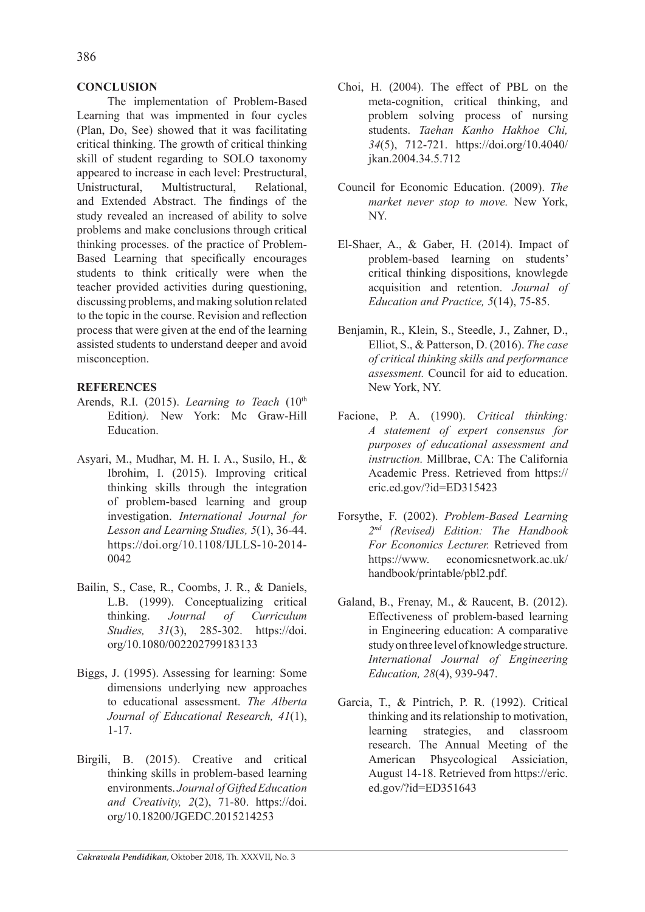## CONCLUSION

The implementation of Problem-Based Learning that was impmented in four cycles (Plan, Do, See) showed that it was facilitating critical thinking. The growth of critical thinking skill of student regarding to SOLO taxonomy appeared to increase in each level: Prestructural, Unistructural, Multistructural, Relational, and Extended Abstract. The findings of the study revealed an increased of ability to solve problems and make conclusions through critical thinking processes. of the practice of Problem-Based Learning that specifically encourages students to think critically were when the teacher provided activities during questioning, discussing problems, and making solution related to the topic in the course. Revision and reflection process that were given at the end of the learning assisted students to understand deeper and avoid misconception.

## REFERENCES

Arends, R.I. (2015). *Learning to Teach* (10th Edition*).* New York: Mc Graw-Hill Education.

Asyari, M., Mudhar, M. H. I. A., Susilo, H., & Ibrohim, I. (2015). Improving critical thinking skills through the integration of problem-based learning and group investigation. *International Journal for Lesson and Learning Studies, 5*(1), 36-44. https://doi.org/10.1108/IJLLS-10-2014-0042

Bailin, S., Case, R., Coombs, J. R., & Daniels, L.B. (1999). Conceptualizing critical thinking. *Journal of Curriculum Studies, 31*(3), 285-302. https://doi.org/10.1080/002202799183133

Biggs, J. (1995). Assessing for learning: Some dimensions underlying new approaches to educational assessment. *The Alberta Journal of Educational Research, 41*(1), 1-17.

Birgili, B. (2015). Creative and critical thinking skills in problem-based learning environments. *Journal of Gifted Education and Creativity, 2*(2), 71-80. https://doi.org/10.18200/JGEDC.2015214253

Choi, H. (2004). The effect of PBL on the meta-cognition, critical thinking, and problem solving process of nursing students. *Taehan Kanho Hakhoe Chi, 34*(5), 712-721. https://doi.org/10.4040/jkan.2004.34.5.712

Council for Economic Education. (2009). *The market never stop to move.* New York, NY.

El-Shaer, A., & Gaber, H. (2014). Impact of problem-based learning on students' critical thinking dispositions, knowlegde acquisition and retention. *Journal of Education and Practice, 5*(14), 75-85.

Benjamin, R., Klein, S., Steedle, J., Zahner, D., Elliot, S., & Patterson, D. (2016). *The case of critical thinking skills and performance assessment.* Council for aid to education. New York, NY.

Facione, P. A. (1990). *Critical thinking: A statement of expert consensus for purposes of educational assessment and instruction.* Millbrae, CA: The California Academic Press. Retrieved from https://eric.ed.gov/?id=ED315423

Forsythe, F. (2002). *Problem-Based Learning 2nd (Revised) Edition: The Handbook For Economics Lecturer.* Retrieved from https://www. economicsnetwork.ac.uk/handbook/printable/pbl2.pdf.

Galand, B., Frenay, M., & Raucent, B. (2012). Effectiveness of problem-based learning in Engineering education: A comparative study on three level of knowledge structure. *International Journal of Engineering Education, 28*(4), 939-947.

Garcia, T., & Pintrich, P. R. (1992). Critical thinking and its relationship to motivation, learning strategies, and classroom research. The Annual Meeting of the American Phsycological Assiciation, August 14-18. Retrieved from https://eric.ed.gov/?id=ED351643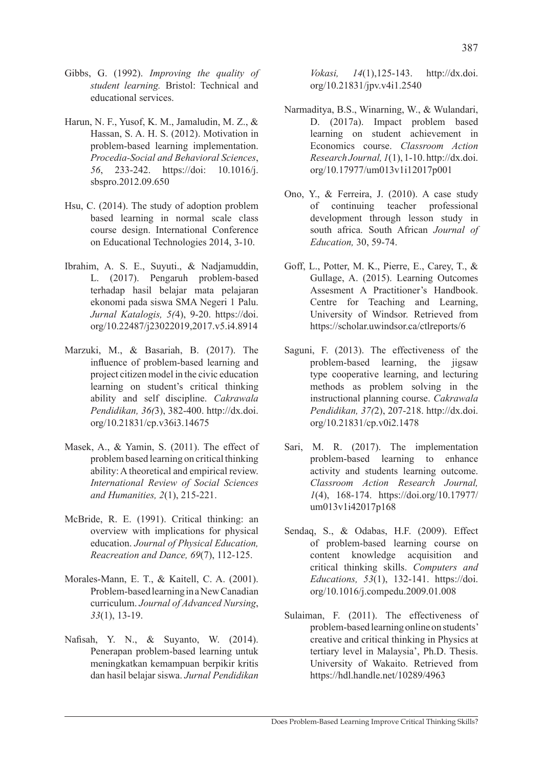Gibbs, G. (1992). *Improving the quality of student learning.* Bristol: Technical and educational services.

Harun, N. F., Yusof, K. M., Jamaludin, M. Z., & Hassan, S. A. H. S. (2012). Motivation in problem-based learning implementation. *Procedia-Social and Behavioral Sciences*, *56*, 233-242. https://doi: 10.1016/j.sbspro.2012.09.650

Hsu, C. (2014). The study of adoption problem based learning in normal scale class course design. International Conference on Educational Technologies 2014, 3-10.

Ibrahim, A. S. E., Suyuti., & Nadjamuddin, L. (2017). Pengaruh problem-based terhadap hasil belajar mata pelajaran ekonomi pada siswa SMA Negeri 1 Palu. *Jurnal Katalogis, 5(*4), 9-20. https://doi.org/10.22487/j23022019,2017.v5.i4.8914

Marzuki, M., & Basariah, B. (2017). The influence of problem-based learning and project citizen model in the civic education learning on student's critical thinking ability and self discipline. *Cakrawala Pendidikan, 36(*3), 382-400. http://dx.doi.org/10.21831/cp.v36i3.14675

Masek, A., & Yamin, S. (2011). The effect of problem based learning on critical thinking ability: A theoretical and empirical review. *International Review of Social Sciences and Humanities, 2*(1), 215-221.

McBride, R. E. (1991). Critical thinking: an overview with implications for physical education. *Journal of Physical Education, Reacreation and Dance, 69*(7), 112-125.

Morales-Mann, E. T., & Kaitell, C. A. (2001). Problem-based learning in a New Canadian curriculum. *Journal of Advanced Nursing*, *33*(1), 13-19.

Nafisah, Y. N., & Suyanto, W. (2014). Penerapan problem-based learning untuk meningkatkan kemampuan berpikir kritis dan hasil belajar siswa. *Jurnal Pendidikan Vokasi, 14*(1),125-143. http://dx.doi.org/10.21831/jpv.v4i1.2540

Narmaditya, B.S., Winarning, W., & Wulandari, D. (2017a). Impact problem based learning on student achievement in Economics course. *Classroom Action Research Journal, 1*(1), 1-10. http://dx.doi.org/10.17977/um013v1i12017p001

Ono, Y., & Ferreira, J. (2010). A case study of continuing teacher professional development through lesson study in south africa. South African *Journal of Education,* 30, 59-74.

Goff, L., Potter, M. K., Pierre, E., Carey, T., & Gullage, A. (2015). Learning Outcomes Assesment A Practitioner's Handbook. Centre for Teaching and Learning, University of Windsor. Retrieved from https://scholar.uwindsor.ca/ctlreports/6

Saguni, F. (2013). The effectiveness of the problem-based learning, the jigsaw type cooperative learning, and lecturing methods as problem solving in the instructional planning course. *Cakrawala Pendidikan, 37(*2), 207-218. http://dx.doi.org/10.21831/cp.v0i2.1478

Sari, M. R. (2017). The implementation problem-based learning to enhance activity and students learning outcome. *Classroom Action Research Journal, 1*(4), 168-174. https://doi.org/10.17977/um013v1i42017p168

Sendaq, S., & Odabas, H.F. (2009). Effect of problem-based learning course on content knowledge acquisition and critical thinking skills. *Computers and Educations, 53*(1), 132-141. https://doi.org/10.1016/j.compedu.2009.01.008

Sulaiman, F. (2011). The effectiveness of problem-based learning online on students' creative and critical thinking in Physics at tertiary level in Malaysia', Ph.D. Thesis. University of Wakaito. Retrieved from https://hdl.handle.net/10289/4963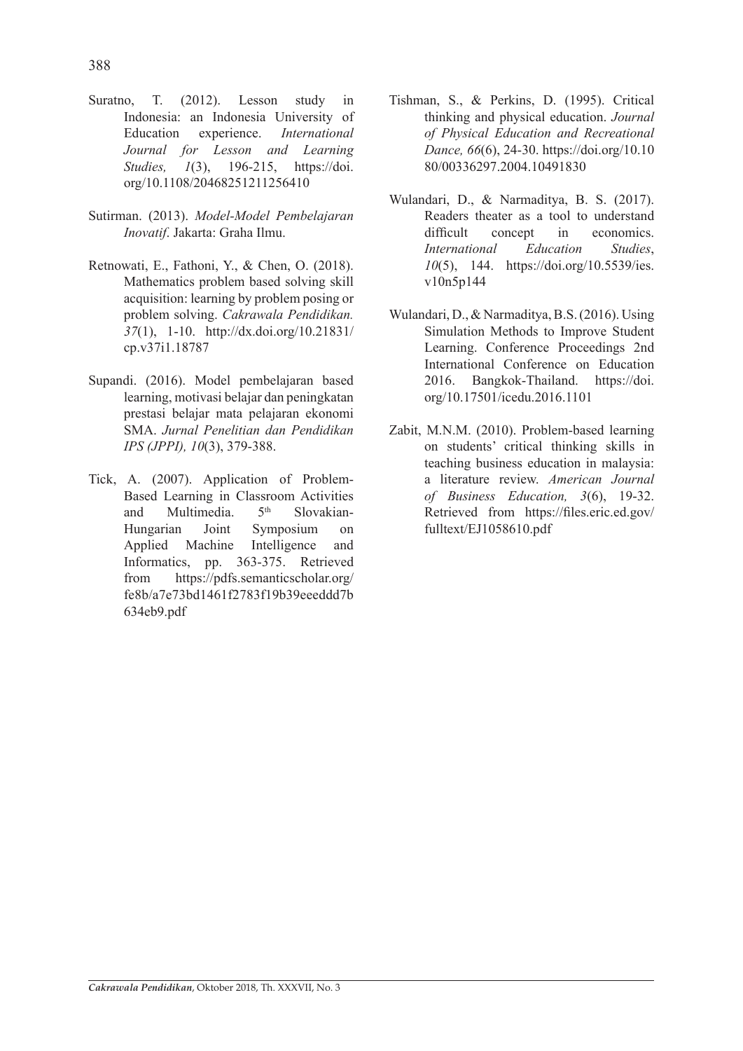Suratno, T. (2012). Lesson study in Indonesia: an Indonesia University of Education experience. *International Journal for Lesson and Learning Studies, 1*(3), 196-215, https://doi.org/10.1108/20468251211256410

Sutirman. (2013). *Model-Model Pembelajaran Inovatif*. Jakarta: Graha Ilmu.

Retnowati, E., Fathoni, Y., & Chen, O. (2018). Mathematics problem based solving skill acquisition: learning by problem posing or problem solving. *Cakrawala Pendidikan. 37*(1), 1-10. http://dx.doi.org/10.21831/cp.v37i1.18787

Supandi. (2016). Model pembelajaran based learning, motivasi belajar dan peningkatan prestasi belajar mata pelajaran ekonomi SMA. *Jurnal Penelitian dan Pendidikan IPS (JPPI), 10*(3), 379-388.

Tick, A. (2007). Application of Problem-Based Learning in Classroom Activities and Multimedia. 5th Slovakian-Hungarian Joint Symposium on Applied Machine Intelligence and Informatics, pp. 363-375. Retrieved from https://pdfs.semanticscholar.org/fe8b/a7e73bd1461f2783f19b39eeeddd7b634eb9.pdf

Tishman, S., & Perkins, D. (1995). Critical thinking and physical education. *Journal of Physical Education and Recreational Dance, 66*(6), 24-30. https://doi.org/10.1080/00336297.2004.10491830

Wulandari, D., & Narmaditya, B. S. (2017). Readers theater as a tool to understand difficult concept in economics. *International Education Studies*, *10*(5), 144. https://doi.org/10.5539/ies.v10n5p144

Wulandari, D., & Narmaditya, B.S. (2016). Using Simulation Methods to Improve Student Learning. Conference Proceedings 2nd International Conference on Education 2016. Bangkok-Thailand. https://doi.org/10.17501/icedu.2016.1101

Zabit, M.N.M. (2010). Problem-based learning on students' critical thinking skills in teaching business education in malaysia: a literature review. *American Journal of Business Education, 3*(6), 19-32. Retrieved from https://files.eric.ed.gov/fulltext/EJ1058610.pdf